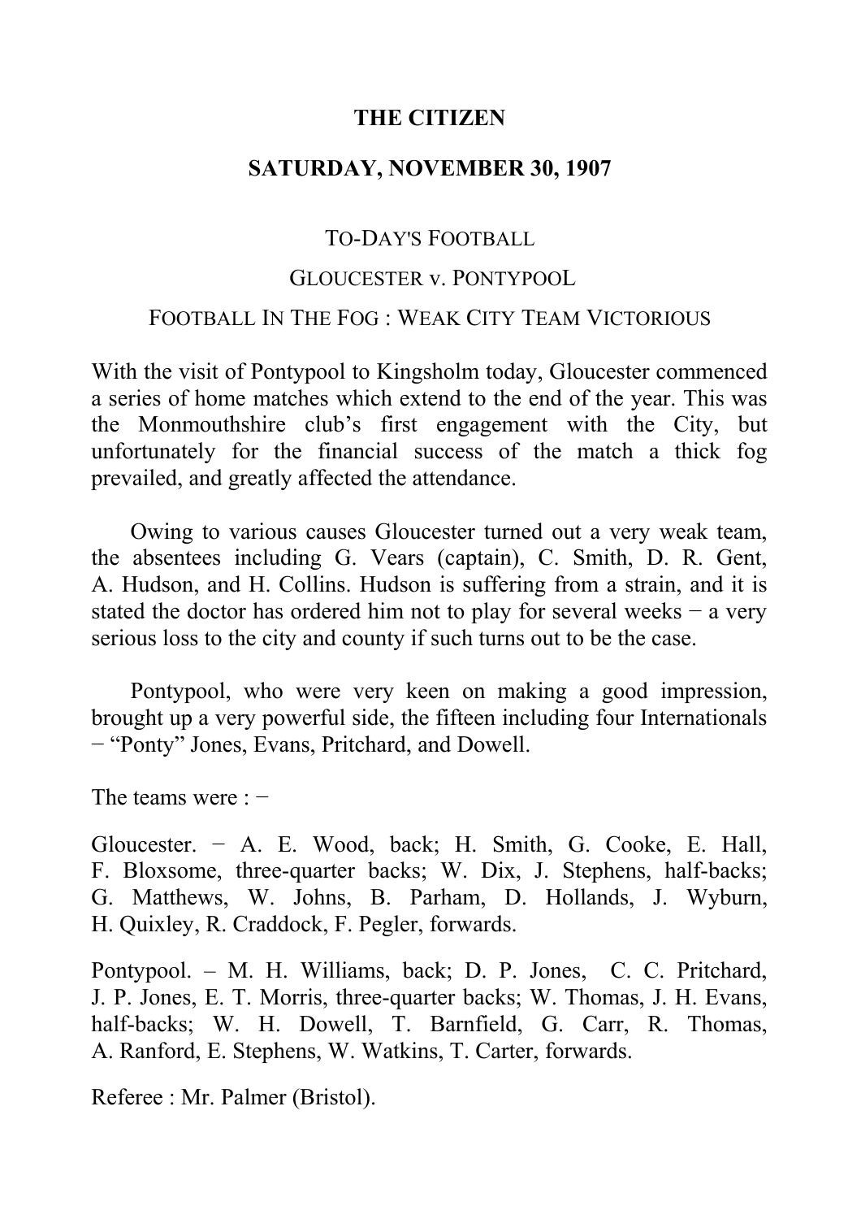**THE CITIZEN**

**SATURDAY, NOVEMBER 30, 1907**

TO-DAY'S FOOTBALL

GLOUCESTER v. PONTYPOOL

FOOTBALL IN THE FOG : WEAK CITY TEAM VICTORIOUS

With the visit of Pontypool to Kingsholm today, Gloucester commenced a series of home matches which extend to the end of the year. This was the Monmouthshire club's first engagement with the City, but unfortunately for the financial success of the match a thick fog prevailed, and greatly affected the attendance.

Owing to various causes Gloucester turned out a very weak team, the absentees including G. Vears (captain), C. Smith, D. R. Gent, A. Hudson, and H. Collins. Hudson is suffering from a strain, and it is stated the doctor has ordered him not to play for several weeks − a very serious loss to the city and county if such turns out to be the case.

Pontypool, who were very keen on making a good impression, brought up a very powerful side, the fifteen including four Internationals − "Ponty" Jones, Evans, Pritchard, and Dowell.

The teams were : −

Gloucester. − A. E. Wood, back; H. Smith, G. Cooke, E. Hall, F. Bloxsome, three-quarter backs; W. Dix, J. Stephens, half-backs; G. Matthews, W. Johns, B. Parham, D. Hollands, J. Wyburn, H. Quixley, R. Craddock, F. Pegler, forwards.

Pontypool. – M. H. Williams, back; D. P. Jones, C. C. Pritchard, J. P. Jones, E. T. Morris, three-quarter backs; W. Thomas, J. H. Evans, half-backs; W. H. Dowell, T. Barnfield, G. Carr, R. Thomas, A. Ranford, E. Stephens, W. Watkins, T. Carter, forwards.

Referee : Mr. Palmer (Bristol).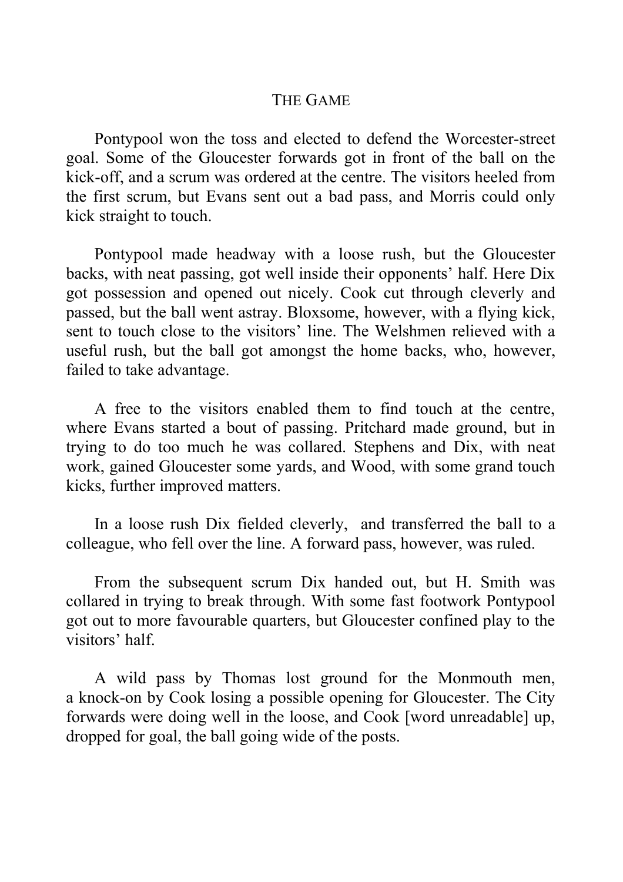## THE GAME

Pontypool won the toss and elected to defend the Worcester-street goal. Some of the Gloucester forwards got in front of the ball on the kick-off, and a scrum was ordered at the centre. The visitors heeled from the first scrum, but Evans sent out a bad pass, and Morris could only kick straight to touch.

Pontypool made headway with a loose rush, but the Gloucester backs, with neat passing, got well inside their opponents' half. Here Dix got possession and opened out nicely. Cook cut through cleverly and passed, but the ball went astray. Bloxsome, however, with a flying kick, sent to touch close to the visitors' line. The Welshmen relieved with a useful rush, but the ball got amongst the home backs, who, however, failed to take advantage.

A free to the visitors enabled them to find touch at the centre, where Evans started a bout of passing. Pritchard made ground, but in trying to do too much he was collared. Stephens and Dix, with neat work, gained Gloucester some yards, and Wood, with some grand touch kicks, further improved matters.

In a loose rush Dix fielded cleverly, and transferred the ball to a colleague, who fell over the line. A forward pass, however, was ruled.

From the subsequent scrum Dix handed out, but H. Smith was collared in trying to break through. With some fast footwork Pontypool got out to more favourable quarters, but Gloucester confined play to the visitors' half.

A wild pass by Thomas lost ground for the Monmouth men, a knock-on by Cook losing a possible opening for Gloucester. The City forwards were doing well in the loose, and Cook [word unreadable] up, dropped for goal, the ball going wide of the posts.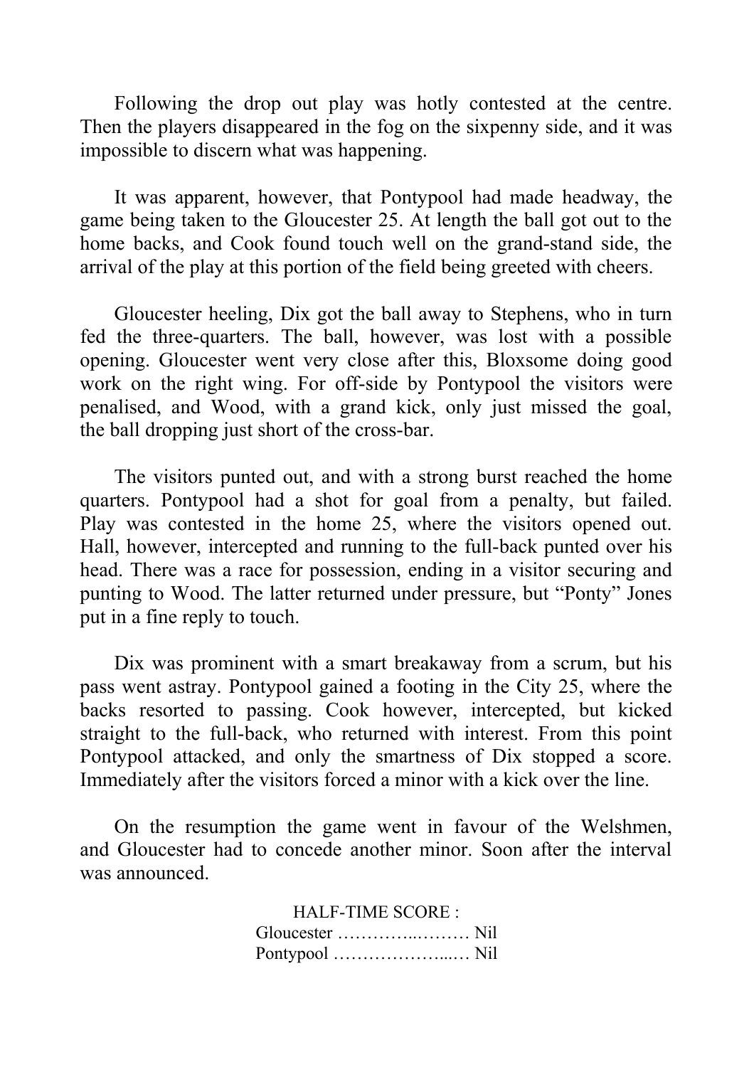Following the drop out play was hotly contested at the centre. Then the players disappeared in the fog on the sixpenny side, and it was impossible to discern what was happening.

It was apparent, however, that Pontypool had made headway, the game being taken to the Gloucester 25. At length the ball got out to the home backs, and Cook found touch well on the grand-stand side, the arrival of the play at this portion of the field being greeted with cheers.

Gloucester heeling, Dix got the ball away to Stephens, who in turn fed the three-quarters. The ball, however, was lost with a possible opening. Gloucester went very close after this, Bloxsome doing good work on the right wing. For off-side by Pontypool the visitors were penalised, and Wood, with a grand kick, only just missed the goal, the ball dropping just short of the cross-bar.

The visitors punted out, and with a strong burst reached the home quarters. Pontypool had a shot for goal from a penalty, but failed. Play was contested in the home 25, where the visitors opened out. Hall, however, intercepted and running to the full-back punted over his head. There was a race for possession, ending in a visitor securing and punting to Wood. The latter returned under pressure, but "Ponty" Jones put in a fine reply to touch.

Dix was prominent with a smart breakaway from a scrum, but his pass went astray. Pontypool gained a footing in the City 25, where the backs resorted to passing. Cook however, intercepted, but kicked straight to the full-back, who returned with interest. From this point Pontypool attacked, and only the smartness of Dix stopped a score. Immediately after the visitors forced a minor with a kick over the line.

On the resumption the game went in favour of the Welshmen, and Gloucester had to concede another minor. Soon after the interval was announced.

HALF-TIME SCORE :
Gloucester …………..……… Nil
Pontypool ………………...… Nil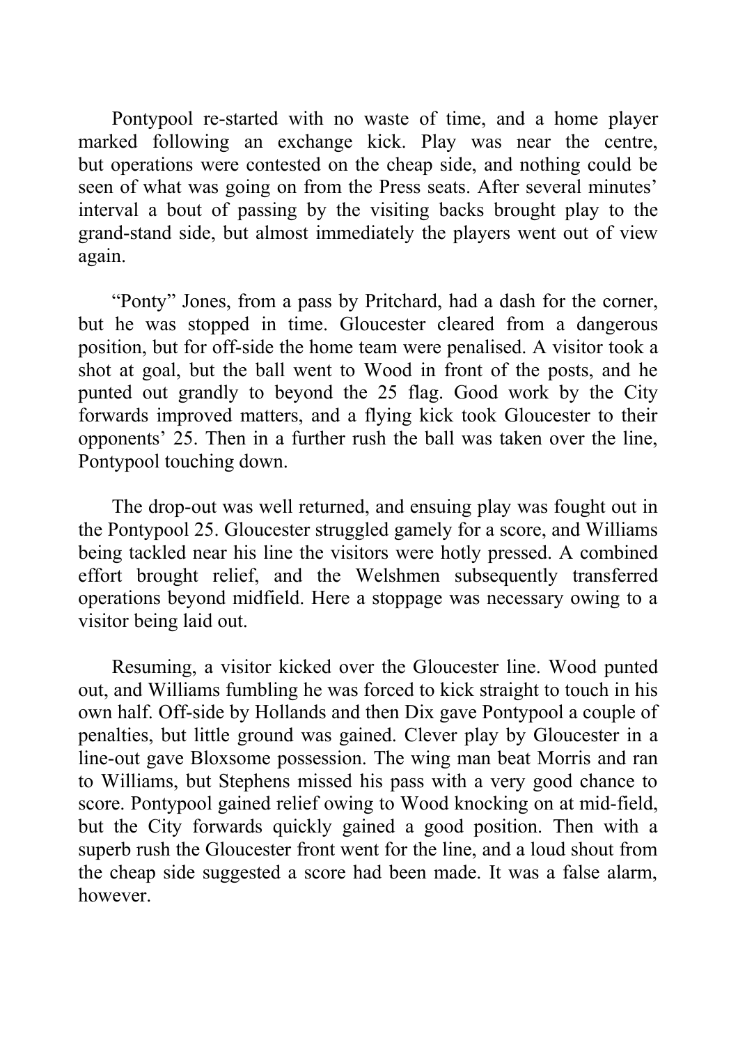Pontypool re-started with no waste of time, and a home player marked following an exchange kick. Play was near the centre, but operations were contested on the cheap side, and nothing could be seen of what was going on from the Press seats. After several minutes' interval a bout of passing by the visiting backs brought play to the grand-stand side, but almost immediately the players went out of view again.

"Ponty" Jones, from a pass by Pritchard, had a dash for the corner, but he was stopped in time. Gloucester cleared from a dangerous position, but for off-side the home team were penalised. A visitor took a shot at goal, but the ball went to Wood in front of the posts, and he punted out grandly to beyond the 25 flag. Good work by the City forwards improved matters, and a flying kick took Gloucester to their opponents' 25. Then in a further rush the ball was taken over the line, Pontypool touching down.

The drop-out was well returned, and ensuing play was fought out in the Pontypool 25. Gloucester struggled gamely for a score, and Williams being tackled near his line the visitors were hotly pressed. A combined effort brought relief, and the Welshmen subsequently transferred operations beyond midfield. Here a stoppage was necessary owing to a visitor being laid out.

Resuming, a visitor kicked over the Gloucester line. Wood punted out, and Williams fumbling he was forced to kick straight to touch in his own half. Off-side by Hollands and then Dix gave Pontypool a couple of penalties, but little ground was gained. Clever play by Gloucester in a line-out gave Bloxsome possession. The wing man beat Morris and ran to Williams, but Stephens missed his pass with a very good chance to score. Pontypool gained relief owing to Wood knocking on at mid-field, but the City forwards quickly gained a good position. Then with a superb rush the Gloucester front went for the line, and a loud shout from the cheap side suggested a score had been made. It was a false alarm, however.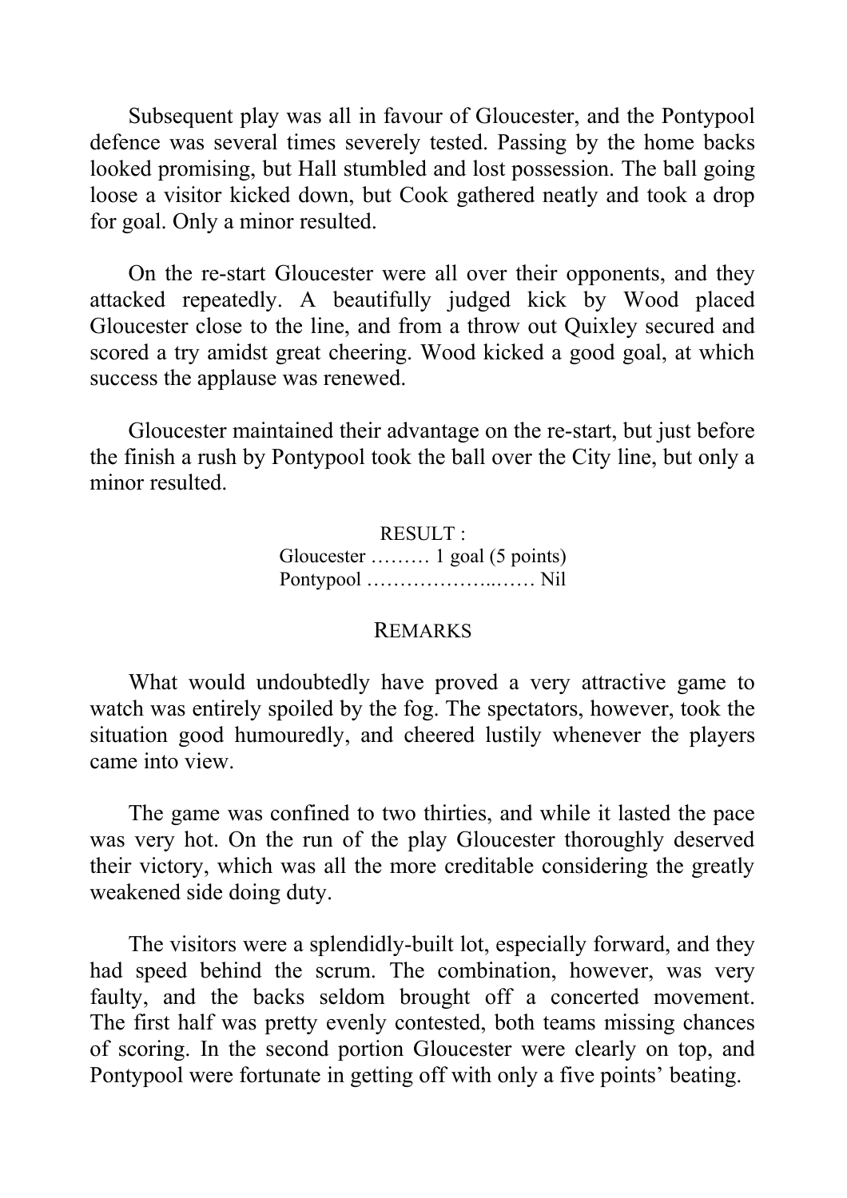Subsequent play was all in favour of Gloucester, and the Pontypool defence was several times severely tested. Passing by the home backs looked promising, but Hall stumbled and lost possession. The ball going loose a visitor kicked down, but Cook gathered neatly and took a drop for goal. Only a minor resulted.

On the re-start Gloucester were all over their opponents, and they attacked repeatedly. A beautifully judged kick by Wood placed Gloucester close to the line, and from a throw out Quixley secured and scored a try amidst great cheering. Wood kicked a good goal, at which success the applause was renewed.

Gloucester maintained their advantage on the re-start, but just before the finish a rush by Pontypool took the ball over the City line, but only a minor resulted.

RESULT :
Gloucester ……… 1 goal (5 points)
Pontypool ………………..…… Nil

REMARKS

What would undoubtedly have proved a very attractive game to watch was entirely spoiled by the fog. The spectators, however, took the situation good humouredly, and cheered lustily whenever the players came into view.

The game was confined to two thirties, and while it lasted the pace was very hot. On the run of the play Gloucester thoroughly deserved their victory, which was all the more creditable considering the greatly weakened side doing duty.

The visitors were a splendidly-built lot, especially forward, and they had speed behind the scrum. The combination, however, was very faulty, and the backs seldom brought off a concerted movement. The first half was pretty evenly contested, both teams missing chances of scoring. In the second portion Gloucester were clearly on top, and Pontypool were fortunate in getting off with only a five points' beating.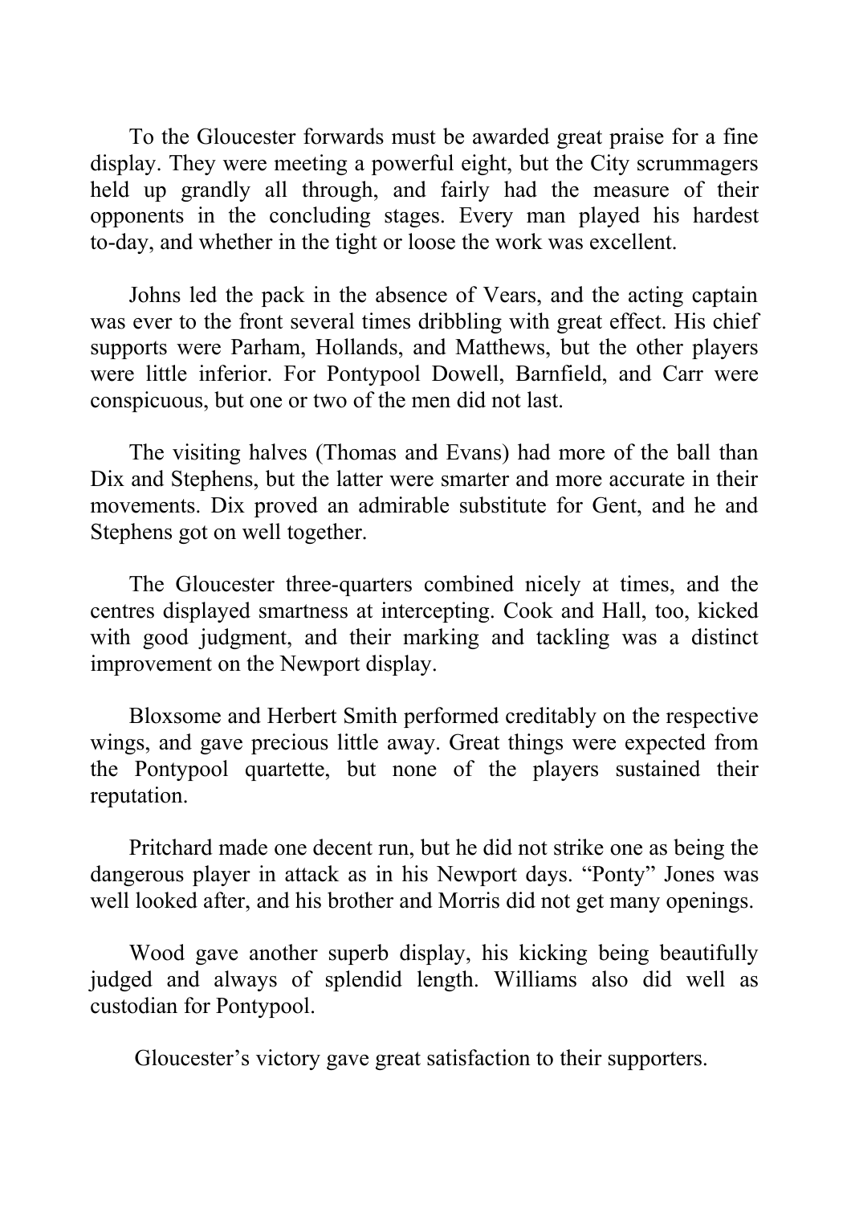To the Gloucester forwards must be awarded great praise for a fine display. They were meeting a powerful eight, but the City scrummagers held up grandly all through, and fairly had the measure of their opponents in the concluding stages. Every man played his hardest to-day, and whether in the tight or loose the work was excellent.

Johns led the pack in the absence of Vears, and the acting captain was ever to the front several times dribbling with great effect. His chief supports were Parham, Hollands, and Matthews, but the other players were little inferior. For Pontypool Dowell, Barnfield, and Carr were conspicuous, but one or two of the men did not last.

The visiting halves (Thomas and Evans) had more of the ball than Dix and Stephens, but the latter were smarter and more accurate in their movements. Dix proved an admirable substitute for Gent, and he and Stephens got on well together.

The Gloucester three-quarters combined nicely at times, and the centres displayed smartness at intercepting. Cook and Hall, too, kicked with good judgment, and their marking and tackling was a distinct improvement on the Newport display.

Bloxsome and Herbert Smith performed creditably on the respective wings, and gave precious little away. Great things were expected from the Pontypool quartette, but none of the players sustained their reputation.

Pritchard made one decent run, but he did not strike one as being the dangerous player in attack as in his Newport days. "Ponty" Jones was well looked after, and his brother and Morris did not get many openings.

Wood gave another superb display, his kicking being beautifully judged and always of splendid length. Williams also did well as custodian for Pontypool.

Gloucester's victory gave great satisfaction to their supporters.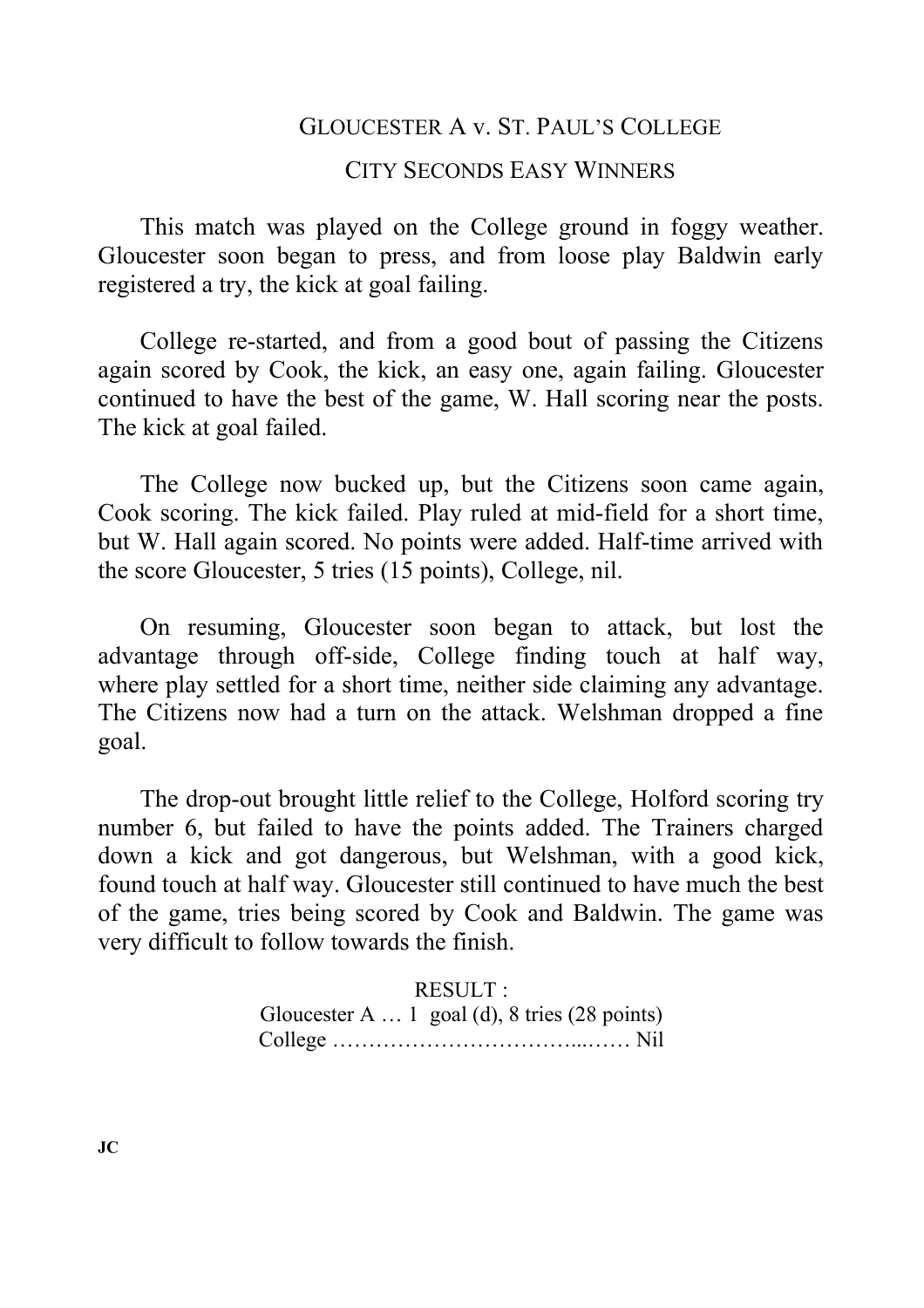## GLOUCESTER A v. ST. PAUL'S COLLEGE

### CITY SECONDS EASY WINNERS

This match was played on the College ground in foggy weather. Gloucester soon began to press, and from loose play Baldwin early registered a try, the kick at goal failing.

College re-started, and from a good bout of passing the Citizens again scored by Cook, the kick, an easy one, again failing. Gloucester continued to have the best of the game, W. Hall scoring near the posts. The kick at goal failed.

The College now bucked up, but the Citizens soon came again, Cook scoring. The kick failed. Play ruled at mid-field for a short time, but W. Hall again scored. No points were added. Half-time arrived with the score Gloucester, 5 tries (15 points), College, nil.

On resuming, Gloucester soon began to attack, but lost the advantage through off-side, College finding touch at half way, where play settled for a short time, neither side claiming any advantage. The Citizens now had a turn on the attack. Welshman dropped a fine goal.

The drop-out brought little relief to the College, Holford scoring try number 6, but failed to have the points added. The Trainers charged down a kick and got dangerous, but Welshman, with a good kick, found touch at half way. Gloucester still continued to have much the best of the game, tries being scored by Cook and Baldwin. The game was very difficult to follow towards the finish.

RESULT :
Gloucester A … 1 goal (d), 8 tries (28 points)
College ………………………………...…… Nil

**JC**